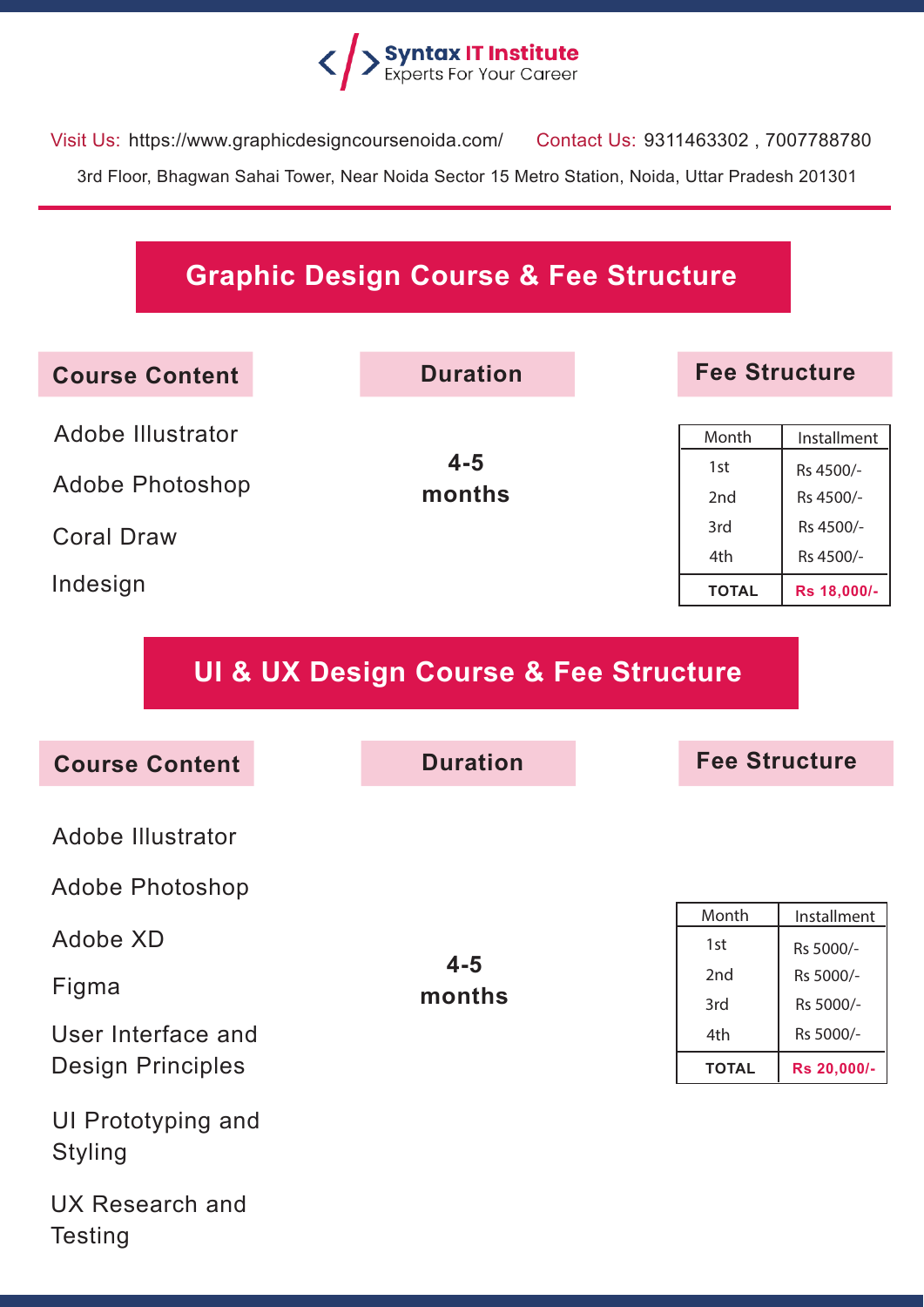**Syntax IT Institute**
Experts For Your Career

Visit Us: https://www.graphicdesigncoursenoida.com/ Contact Us: 9311463302 , 7007788780

3rd Floor, Bhagwan Sahai Tower, Near Noida Sector 15 Metro Station, Noida, Uttar Pradesh 201301

## Graphic Design Course & Fee Structure

### Course Content

- Adobe Illustrator
- Adobe Photoshop
- Coral Draw
- Indesign

### Duration

**4-5 months**

### Fee Structure

| Month | Installment |
|---|---|
| 1st | Rs 4500/- |
| 2nd | Rs 4500/- |
| 3rd | Rs 4500/- |
| 4th | Rs 4500/- |
| **TOTAL** | **Rs 18,000/-** |

## UI & UX Design Course & Fee Structure

### Course Content

- Adobe Illustrator
- Adobe Photoshop
- Adobe XD
- Figma
- User Interface and Design Principles
- UI Prototyping and Styling
- UX Research and Testing

### Duration

**4-5 months**

### Fee Structure

| Month | Installment |
|---|---|
| 1st | Rs 5000/- |
| 2nd | Rs 5000/- |
| 3rd | Rs 5000/- |
| 4th | Rs 5000/- |
| **TOTAL** | **Rs 20,000/-** |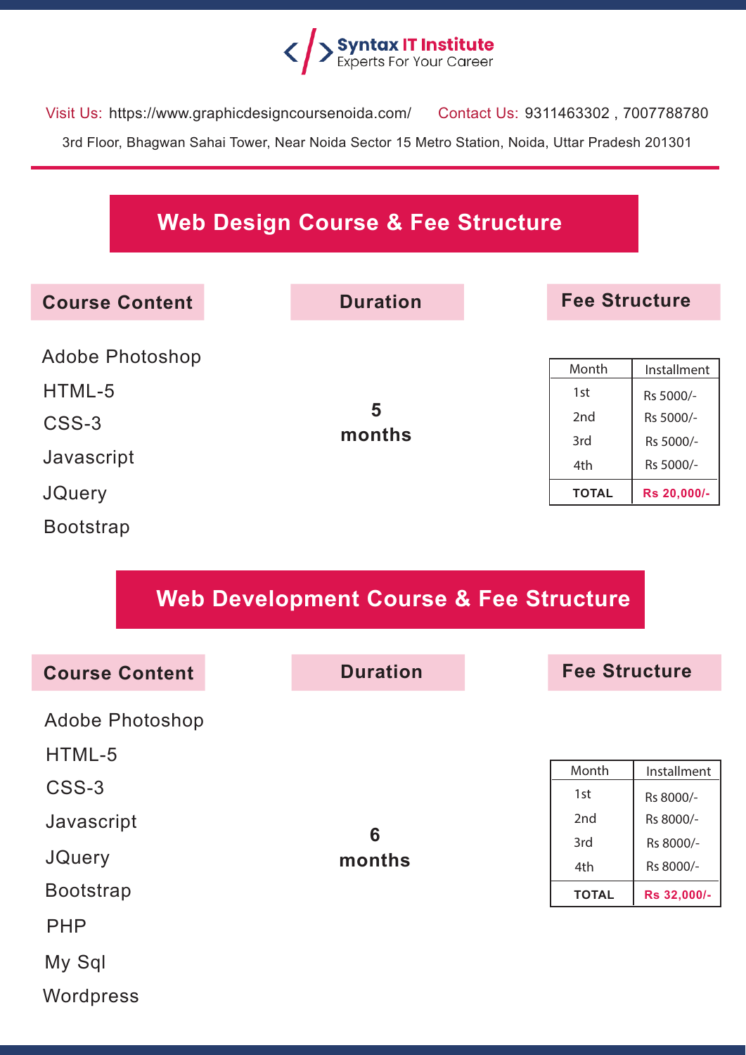# Syntax IT Institute
Experts For Your Career

Visit Us: https://www.graphicdesigncoursenoida.com/ Contact Us: 9311463302 , 7007788780

3rd Floor, Bhagwan Sahai Tower, Near Noida Sector 15 Metro Station, Noida, Uttar Pradesh 201301

## Web Design Course & Fee Structure

### Course Content

- Adobe Photoshop
- HTML-5
- CSS-3
- Javascript
- JQuery
- Bootstrap

### Duration

**5 months**

### Fee Structure

| Month | Installment |
|---|---|
| 1st | Rs 5000/- |
| 2nd | Rs 5000/- |
| 3rd | Rs 5000/- |
| 4th | Rs 5000/- |
| **TOTAL** | **Rs 20,000/-** |

## Web Development Course & Fee Structure

### Course Content

- Adobe Photoshop
- HTML-5
- CSS-3
- Javascript
- JQuery
- Bootstrap
- PHP
- My Sql
- Wordpress

### Duration

**6 months**

### Fee Structure

| Month | Installment |
|---|---|
| 1st | Rs 8000/- |
| 2nd | Rs 8000/- |
| 3rd | Rs 8000/- |
| 4th | Rs 8000/- |
| **TOTAL** | **Rs 32,000/-** |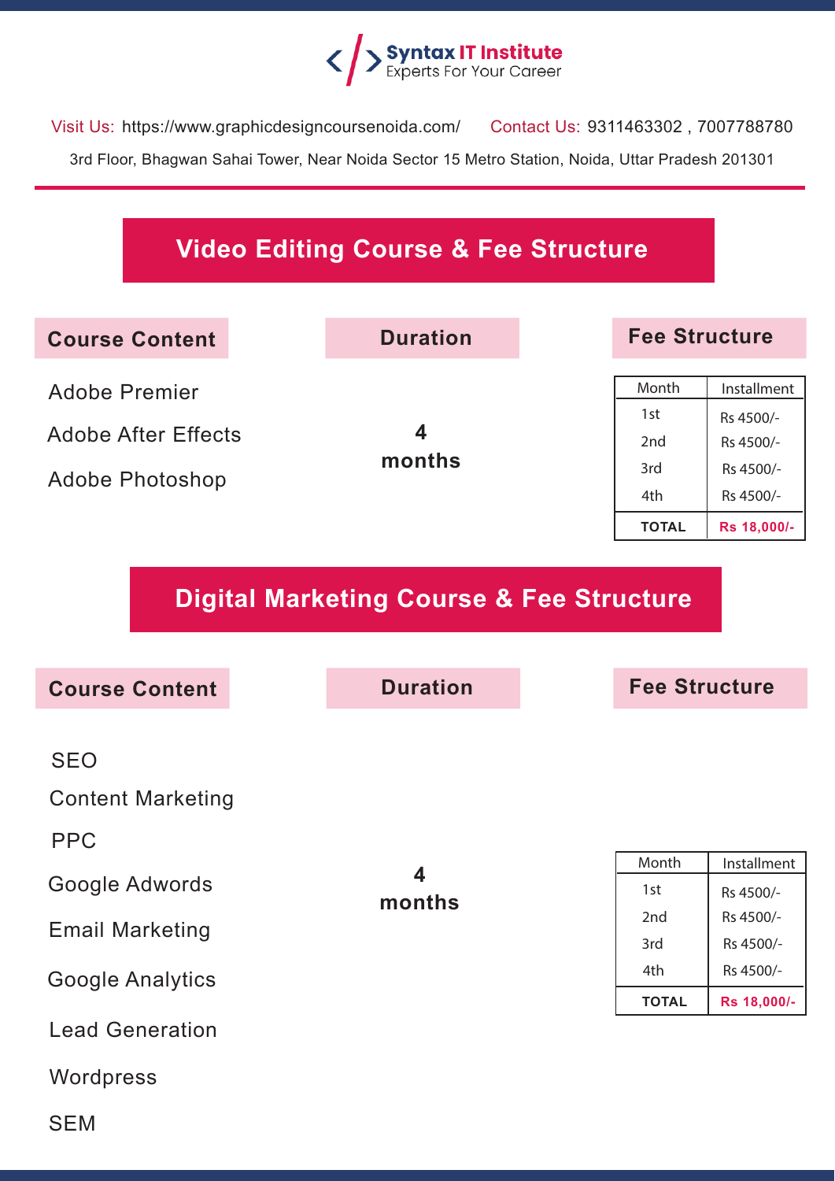**Syntax IT Institute**
Experts For Your Career

Visit Us: https://www.graphicdesigncoursenoida.com/ Contact Us: 9311463302 , 7007788780

3rd Floor, Bhagwan Sahai Tower, Near Noida Sector 15 Metro Station, Noida, Uttar Pradesh 201301

## Video Editing Course & Fee Structure

### Course Content

Adobe Premier

Adobe After Effects

Adobe Photoshop

### Duration

**4 months**

### Fee Structure

| Month | Installment |
|---|---|
| 1st | Rs 4500/- |
| 2nd | Rs 4500/- |
| 3rd | Rs 4500/- |
| 4th | Rs 4500/- |
| **TOTAL** | **Rs 18,000/-** |

## Digital Marketing Course & Fee Structure

### Course Content

SEO

Content Marketing

PPC

Google Adwords

Email Marketing

Google Analytics

Lead Generation

Wordpress

SEM

### Duration

**4 months**

### Fee Structure

| Month | Installment |
|---|---|
| 1st | Rs 4500/- |
| 2nd | Rs 4500/- |
| 3rd | Rs 4500/- |
| 4th | Rs 4500/- |
| **TOTAL** | **Rs 18,000/-** |